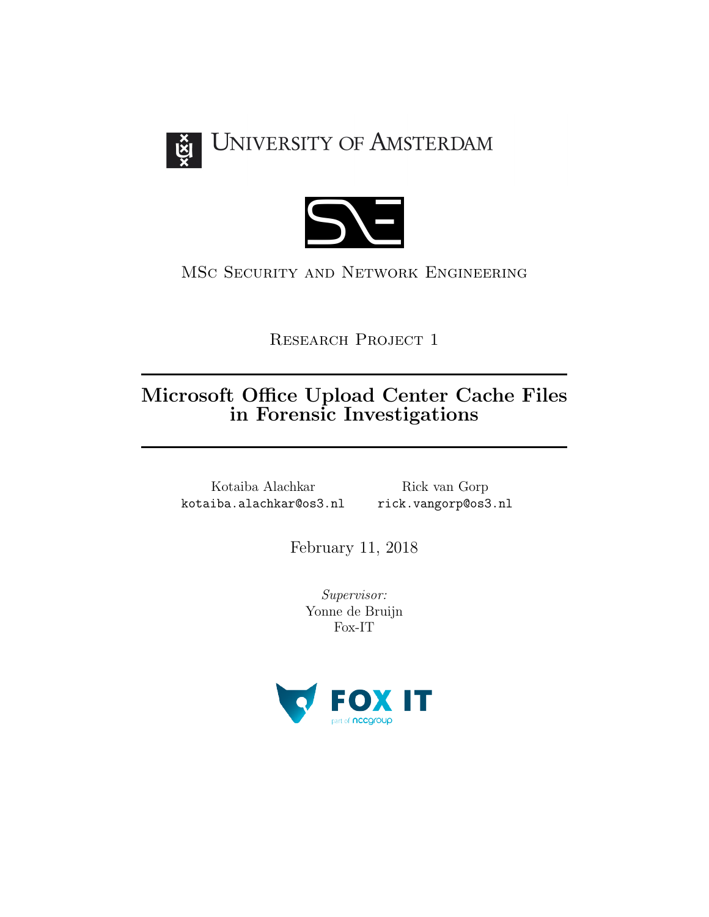University of Amsterdam

MSc Security and Network Engineering

Research Project 1

# Microsoft Office Upload Center Cache Files in Forensic Investigations

Kotaiba Alachkar
kotaiba.alachkar@os3.nl

Rick van Gorp
rick.vangorp@os3.nl

February 11, 2018

*Supervisor:*
Yonne de Bruijn
Fox-IT

FOX IT
part of nccgroup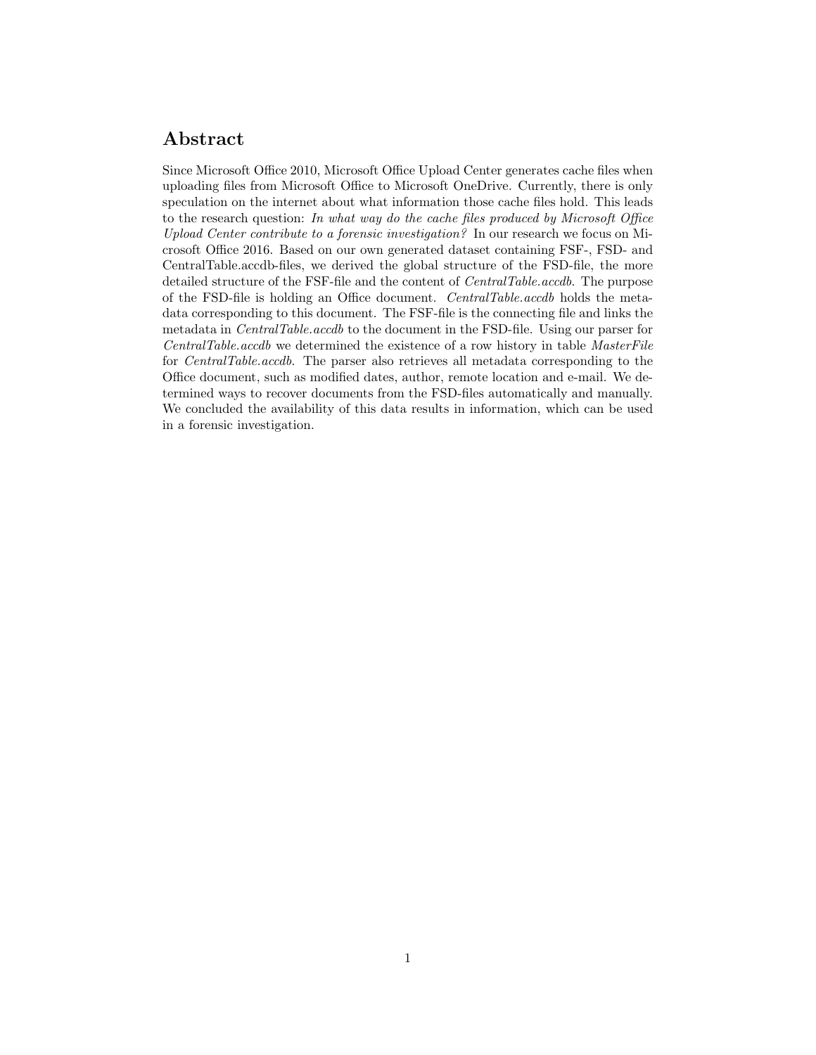## Abstract

Since Microsoft Office 2010, Microsoft Office Upload Center generates cache files when uploading files from Microsoft Office to Microsoft OneDrive. Currently, there is only speculation on the internet about what information those cache files hold. This leads to the research question: *In what way do the cache files produced by Microsoft Office Upload Center contribute to a forensic investigation?* In our research we focus on Microsoft Office 2016. Based on our own generated dataset containing FSF-, FSD- and CentralTable.accdb-files, we derived the global structure of the FSD-file, the more detailed structure of the FSF-file and the content of *CentralTable.accdb*. The purpose of the FSD-file is holding an Office document. *CentralTable.accdb* holds the metadata corresponding to this document. The FSF-file is the connecting file and links the metadata in *CentralTable.accdb* to the document in the FSD-file. Using our parser for *CentralTable.accdb* we determined the existence of a row history in table *MasterFile* for *CentralTable.accdb*. The parser also retrieves all metadata corresponding to the Office document, such as modified dates, author, remote location and e-mail. We determined ways to recover documents from the FSD-files automatically and manually. We concluded the availability of this data results in information, which can be used in a forensic investigation.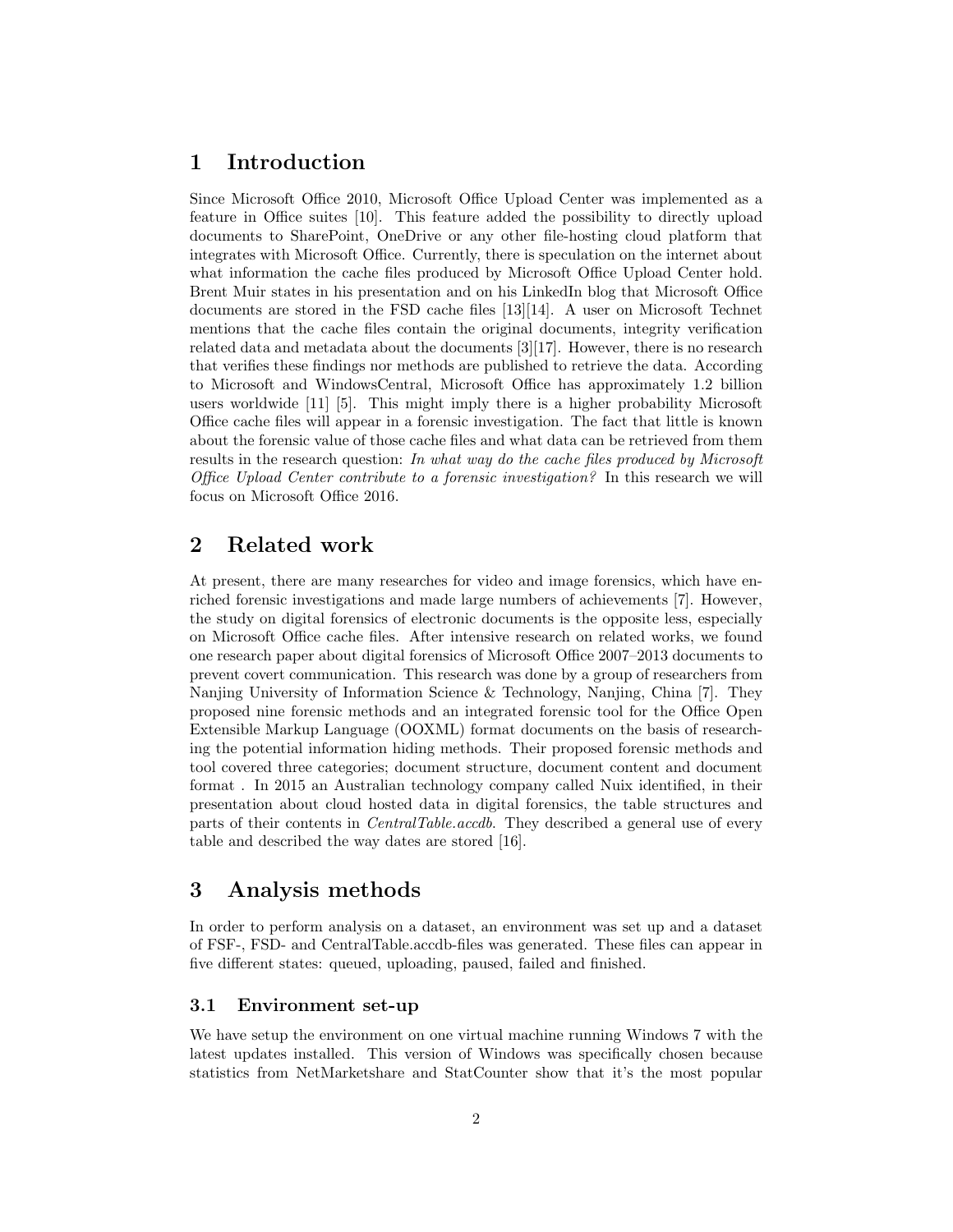## 1 Introduction

Since Microsoft Office 2010, Microsoft Office Upload Center was implemented as a feature in Office suites [10]. This feature added the possibility to directly upload documents to SharePoint, OneDrive or any other file-hosting cloud platform that integrates with Microsoft Office. Currently, there is speculation on the internet about what information the cache files produced by Microsoft Office Upload Center hold. Brent Muir states in his presentation and on his LinkedIn blog that Microsoft Office documents are stored in the FSD cache files [13][14]. A user on Microsoft Technet mentions that the cache files contain the original documents, integrity verification related data and metadata about the documents [3][17]. However, there is no research that verifies these findings nor methods are published to retrieve the data. According to Microsoft and WindowsCentral, Microsoft Office has approximately 1.2 billion users worldwide [11] [5]. This might imply there is a higher probability Microsoft Office cache files will appear in a forensic investigation. The fact that little is known about the forensic value of those cache files and what data can be retrieved from them results in the research question: *In what way do the cache files produced by Microsoft Office Upload Center contribute to a forensic investigation?* In this research we will focus on Microsoft Office 2016.

## 2 Related work

At present, there are many researches for video and image forensics, which have enriched forensic investigations and made large numbers of achievements [7]. However, the study on digital forensics of electronic documents is the opposite less, especially on Microsoft Office cache files. After intensive research on related works, we found one research paper about digital forensics of Microsoft Office 2007–2013 documents to prevent covert communication. This research was done by a group of researchers from Nanjing University of Information Science & Technology, Nanjing, China [7]. They proposed nine forensic methods and an integrated forensic tool for the Office Open Extensible Markup Language (OOXML) format documents on the basis of researching the potential information hiding methods. Their proposed forensic methods and tool covered three categories; document structure, document content and document format . In 2015 an Australian technology company called Nuix identified, in their presentation about cloud hosted data in digital forensics, the table structures and parts of their contents in *CentralTable.accdb*. They described a general use of every table and described the way dates are stored [16].

## 3 Analysis methods

In order to perform analysis on a dataset, an environment was set up and a dataset of FSF-, FSD- and CentralTable.accdb-files was generated. These files can appear in five different states: queued, uploading, paused, failed and finished.

### 3.1 Environment set-up

We have setup the environment on one virtual machine running Windows 7 with the latest updates installed. This version of Windows was specifically chosen because statistics from NetMarketshare and StatCounter show that it's the most popular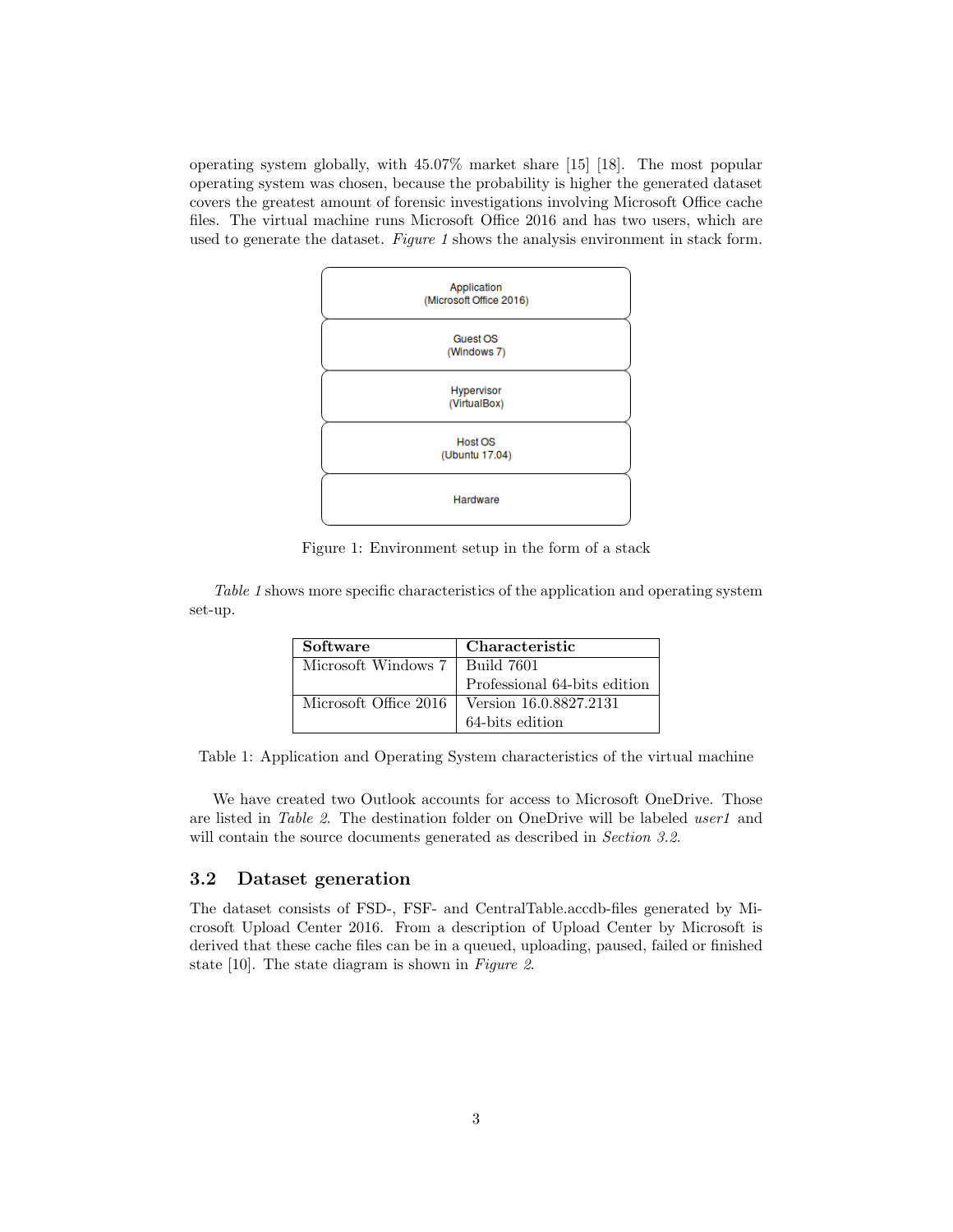operating system globally, with 45.07% market share [15] [18]. The most popular operating system was chosen, because the probability is higher the generated dataset covers the greatest amount of forensic investigations involving Microsoft Office cache files. The virtual machine runs Microsoft Office 2016 and has two users, which are used to generate the dataset. *Figure 1* shows the analysis environment in stack form.

Application
(Microsoft Office 2016)

Guest OS
(Windows 7)

Hypervisor
(VirtualBox)

Host OS
(Ubuntu 17.04)

Hardware

Figure 1: Environment setup in the form of a stack

*Table 1* shows more specific characteristics of the application and operating system set-up.

| **Software** | **Characteristic** |
|---|---|
| Microsoft Windows 7 | Build 7601 |
| | Professional 64-bits edition |
| Microsoft Office 2016 | Version 16.0.8827.2131 |
| | 64-bits edition |

Table 1: Application and Operating System characteristics of the virtual machine

We have created two Outlook accounts for access to Microsoft OneDrive. Those are listed in *Table 2*. The destination folder on OneDrive will be labeled *user1* and will contain the source documents generated as described in *Section 3.2*.

## 3.2 Dataset generation

The dataset consists of FSD-, FSF- and CentralTable.accdb-files generated by Microsoft Upload Center 2016. From a description of Upload Center by Microsoft is derived that these cache files can be in a queued, uploading, paused, failed or finished state [10]. The state diagram is shown in *Figure 2*.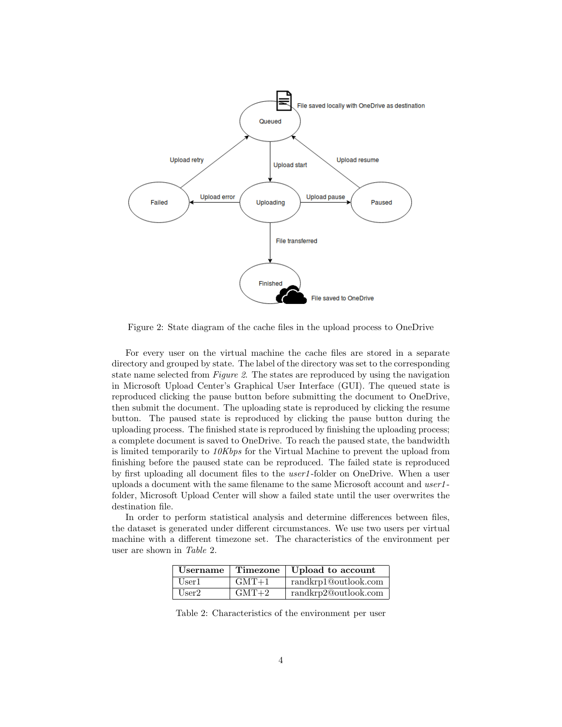Queued

File saved locally with OneDrive as destination

Upload retry

Upload start

Upload resume

Failed

Upload error

Uploading

Upload pause

Paused

File transferred

Finished

File saved to OneDrive

Figure 2: State diagram of the cache files in the upload process to OneDrive

For every user on the virtual machine the cache files are stored in a separate directory and grouped by state. The label of the directory was set to the corresponding state name selected from *Figure 2*. The states are reproduced by using the navigation in Microsoft Upload Center's Graphical User Interface (GUI). The queued state is reproduced clicking the pause button before submitting the document to OneDrive, then submit the document. The uploading state is reproduced by clicking the resume button. The paused state is reproduced by clicking the pause button during the uploading process. The finished state is reproduced by finishing the uploading process; a complete document is saved to OneDrive. To reach the paused state, the bandwidth is limited temporarily to *10Kbps* for the Virtual Machine to prevent the upload from finishing before the paused state can be reproduced. The failed state is reproduced by first uploading all document files to the *user1*-folder on OneDrive. When a user uploads a document with the same filename to the same Microsoft account and *user1*-folder, Microsoft Upload Center will show a failed state until the user overwrites the destination file.

In order to perform statistical analysis and determine differences between files, the dataset is generated under different circumstances. We use two users per virtual machine with a different timezone set. The characteristics of the environment per user are shown in *Table* 2.

| Username | Timezone | Upload to account |
|---|---|---|
| User1 | GMT+1 | randkrp1@outlook.com |
| User2 | GMT+2 | randkrp2@outlook.com |

Table 2: Characteristics of the environment per user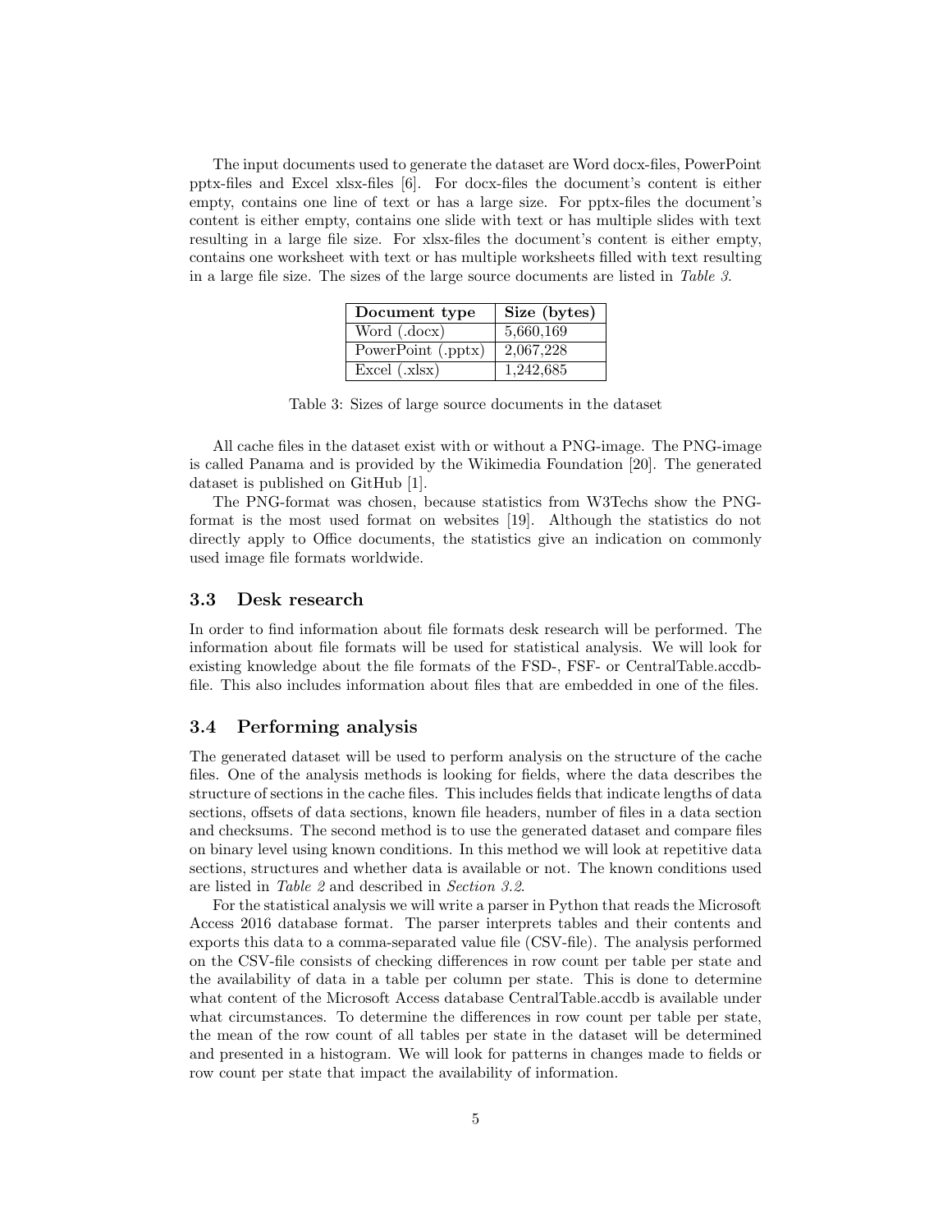The input documents used to generate the dataset are Word docx-files, PowerPoint pptx-files and Excel xlsx-files [6]. For docx-files the document's content is either empty, contains one line of text or has a large size. For pptx-files the document's content is either empty, contains one slide with text or has multiple slides with text resulting in a large file size. For xlsx-files the document's content is either empty, contains one worksheet with text or has multiple worksheets filled with text resulting in a large file size. The sizes of the large source documents are listed in *Table 3*.

| **Document type** | **Size (bytes)** |
| --- | --- |
| Word (.docx) | 5,660,169 |
| PowerPoint (.pptx) | 2,067,228 |
| Excel (.xlsx) | 1,242,685 |

Table 3: Sizes of large source documents in the dataset

All cache files in the dataset exist with or without a PNG-image. The PNG-image is called Panama and is provided by the Wikimedia Foundation [20]. The generated dataset is published on GitHub [1].

The PNG-format was chosen, because statistics from W3Techs show the PNG-format is the most used format on websites [19]. Although the statistics do not directly apply to Office documents, the statistics give an indication on commonly used image file formats worldwide.

### 3.3 Desk research

In order to find information about file formats desk research will be performed. The information about file formats will be used for statistical analysis. We will look for existing knowledge about the file formats of the FSD-, FSF- or CentralTable.accdb-file. This also includes information about files that are embedded in one of the files.

### 3.4 Performing analysis

The generated dataset will be used to perform analysis on the structure of the cache files. One of the analysis methods is looking for fields, where the data describes the structure of sections in the cache files. This includes fields that indicate lengths of data sections, offsets of data sections, known file headers, number of files in a data section and checksums. The second method is to use the generated dataset and compare files on binary level using known conditions. In this method we will look at repetitive data sections, structures and whether data is available or not. The known conditions used are listed in *Table 2* and described in *Section 3.2*.

For the statistical analysis we will write a parser in Python that reads the Microsoft Access 2016 database format. The parser interprets tables and their contents and exports this data to a comma-separated value file (CSV-file). The analysis performed on the CSV-file consists of checking differences in row count per table per state and the availability of data in a table per column per state. This is done to determine what content of the Microsoft Access database CentralTable.accdb is available under what circumstances. To determine the differences in row count per table per state, the mean of the row count of all tables per state in the dataset will be determined and presented in a histogram. We will look for patterns in changes made to fields or row count per state that impact the availability of information.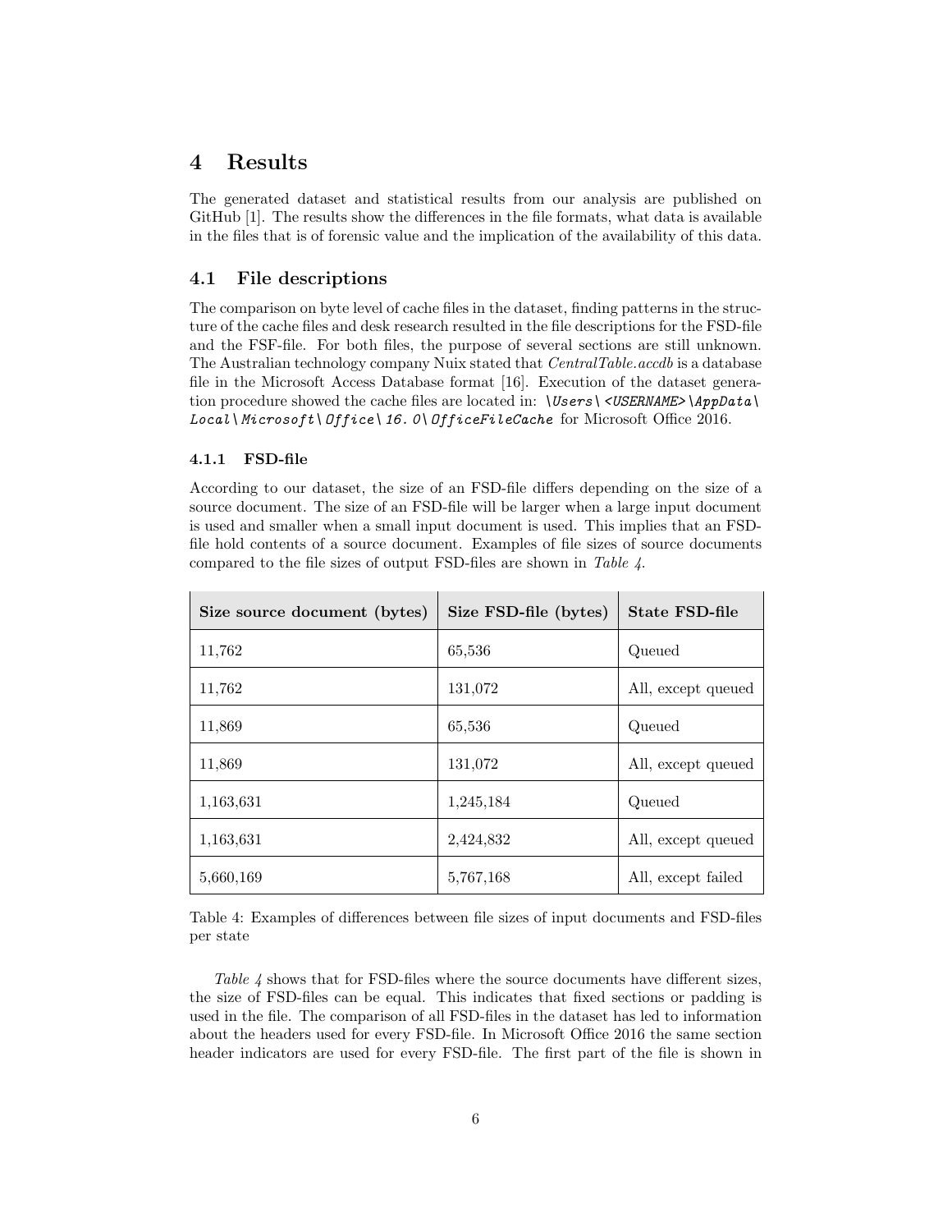# 4 Results

The generated dataset and statistical results from our analysis are published on GitHub [1]. The results show the differences in the file formats, what data is available in the files that is of forensic value and the implication of the availability of this data.

## 4.1 File descriptions

The comparison on byte level of cache files in the dataset, finding patterns in the structure of the cache files and desk research resulted in the file descriptions for the FSD-file and the FSF-file. For both files, the purpose of several sections are still unknown. The Australian technology company Nuix stated that *CentralTable.accdb* is a database file in the Microsoft Access Database format [16]. Execution of the dataset generation procedure showed the cache files are located in: `\Users\<USERNAME>\AppData\Local\Microsoft\Office\16.0\OfficeFileCache` for Microsoft Office 2016.

### 4.1.1 FSD-file

According to our dataset, the size of an FSD-file differs depending on the size of a source document. The size of an FSD-file will be larger when a large input document is used and smaller when a small input document is used. This implies that an FSD-file hold contents of a source document. Examples of file sizes of source documents compared to the file sizes of output FSD-files are shown in *Table 4*.

| Size source document (bytes) | Size FSD-file (bytes) | State FSD-file |
| --- | --- | --- |
| 11,762 | 65,536 | Queued |
| 11,762 | 131,072 | All, except queued |
| 11,869 | 65,536 | Queued |
| 11,869 | 131,072 | All, except queued |
| 1,163,631 | 1,245,184 | Queued |
| 1,163,631 | 2,424,832 | All, except queued |
| 5,660,169 | 5,767,168 | All, except failed |

Table 4: Examples of differences between file sizes of input documents and FSD-files per state

*Table 4* shows that for FSD-files where the source documents have different sizes, the size of FSD-files can be equal. This indicates that fixed sections or padding is used in the file. The comparison of all FSD-files in the dataset has led to information about the headers used for every FSD-file. In Microsoft Office 2016 the same section header indicators are used for every FSD-file. The first part of the file is shown in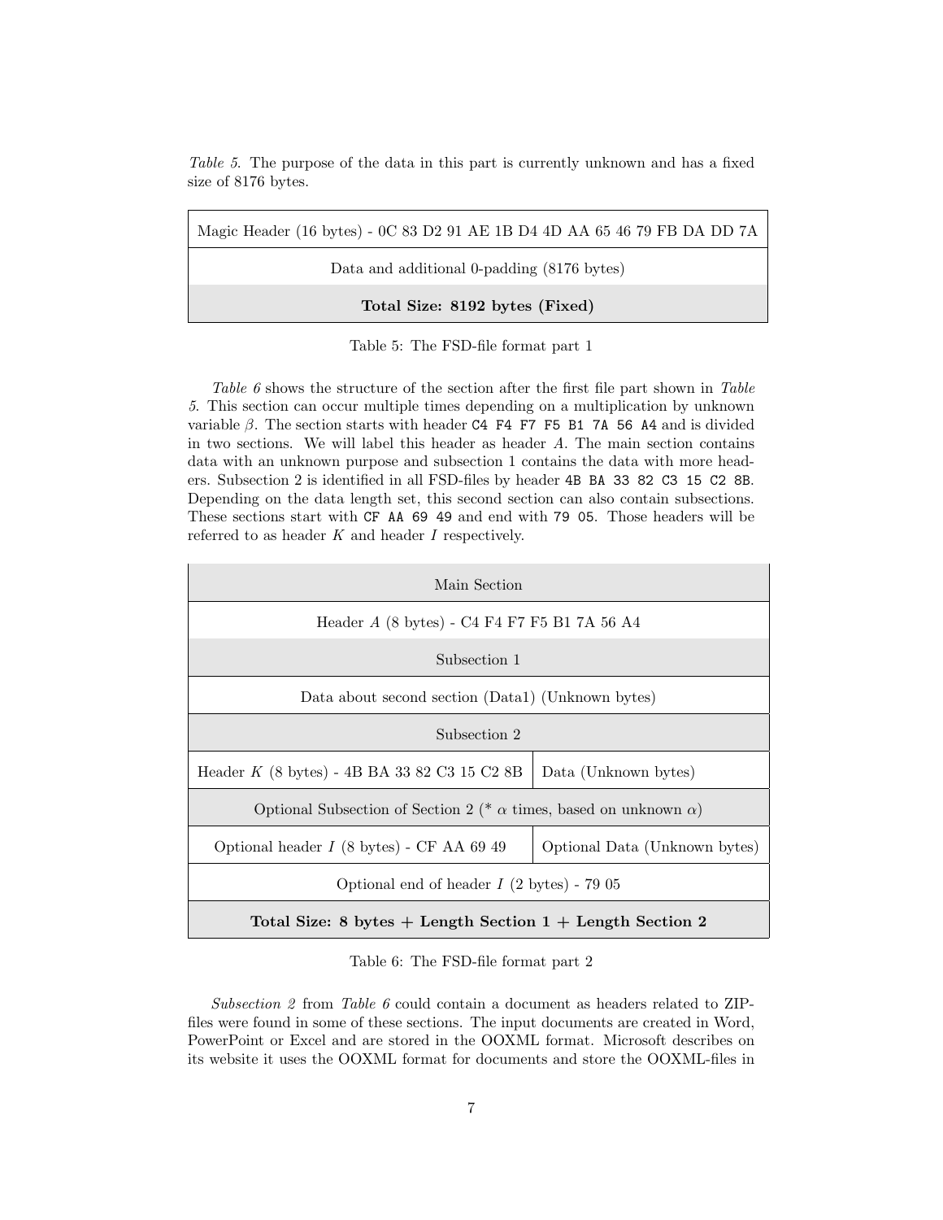*Table 5*. The purpose of the data in this part is currently unknown and has a fixed size of 8176 bytes.

| Magic Header (16 bytes) - 0C 83 D2 91 AE 1B D4 4D AA 65 46 79 FB DA DD 7A |
|---|
| Data and additional 0-padding (8176 bytes) |
| **Total Size: 8192 bytes (Fixed)** |

Table 5: The FSD-file format part 1

*Table 6* shows the structure of the section after the first file part shown in *Table 5*. This section can occur multiple times depending on a multiplication by unknown variable $\beta$. The section starts with header `C4 F4 F7 F5 B1 7A 56 A4` and is divided in two sections. We will label this header as header $A$. The main section contains data with an unknown purpose and subsection 1 contains the data with more headers. Subsection 2 is identified in all FSD-files by header `4B BA 33 82 C3 15 C2 8B`. Depending on the data length set, this second section can also contain subsections. These sections start with `CF AA 69 49` and end with `79 05`. Those headers will be referred to as header $K$ and header $I$ respectively.

| Main Section | |
|---|---|
| Header $A$ (8 bytes) - C4 F4 F7 F5 B1 7A 56 A4 | |
| Subsection 1 | |
| Data about second section (Data1) (Unknown bytes) | |
| Subsection 2 | |
| Header $K$ (8 bytes) - 4B BA 33 82 C3 15 C2 8B | Data (Unknown bytes) |
| Optional Subsection of Section 2 (* $\alpha$ times, based on unknown $\alpha$) | |
| Optional header $I$ (8 bytes) - CF AA 69 49 | Optional Data (Unknown bytes) |
| Optional end of header $I$ (2 bytes) - 79 05 | |
| **Total Size: 8 bytes + Length Section 1 + Length Section 2** | |

Table 6: The FSD-file format part 2

*Subsection 2* from *Table 6* could contain a document as headers related to ZIP-files were found in some of these sections. The input documents are created in Word, PowerPoint or Excel and are stored in the OOXML format. Microsoft describes on its website it uses the OOXML format for documents and store the OOXML-files in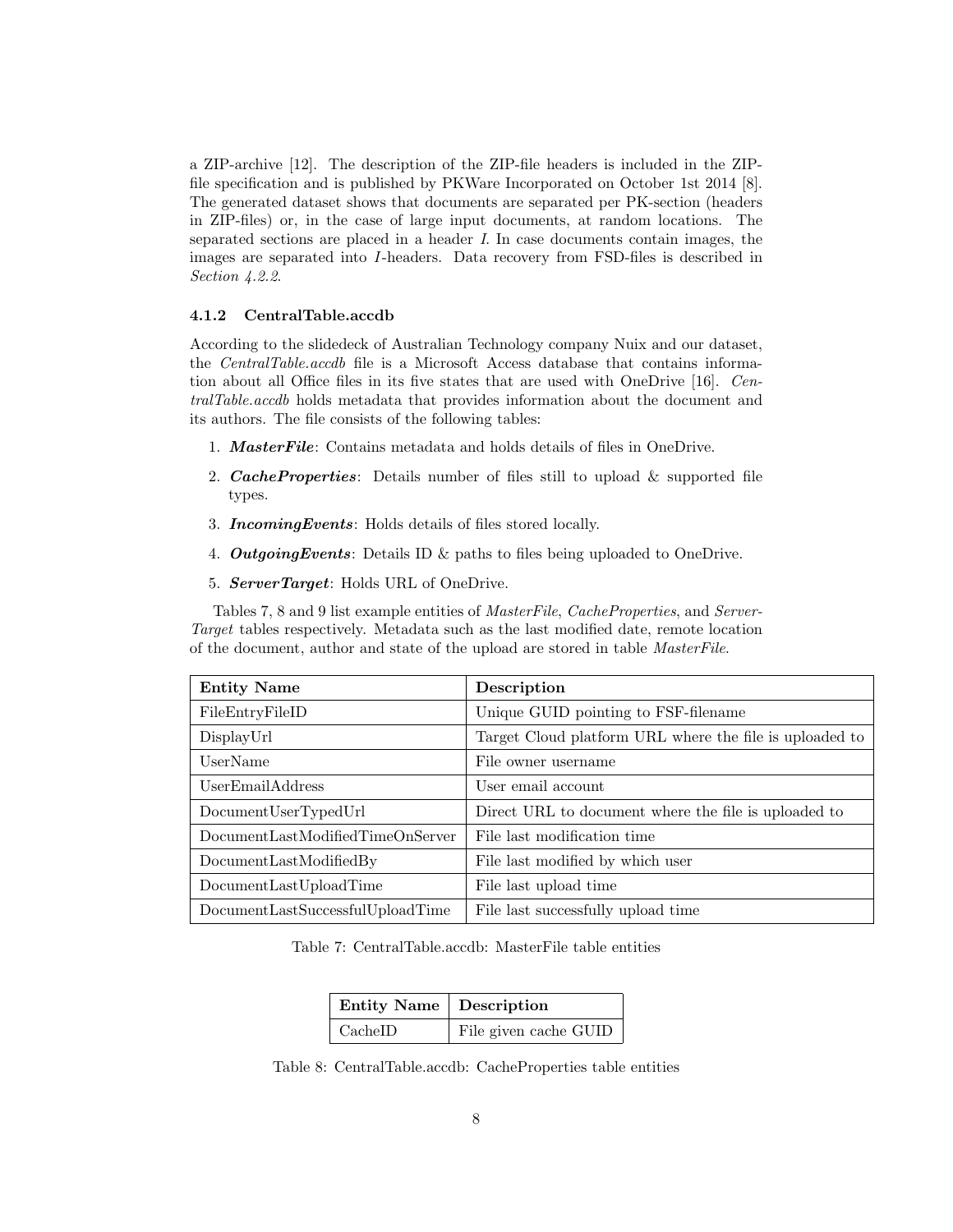a ZIP-archive [12]. The description of the ZIP-file headers is included in the ZIP-file specification and is published by PKWare Incorporated on October 1st 2014 [8]. The generated dataset shows that documents are separated per PK-section (headers in ZIP-files) or, in the case of large input documents, at random locations. The separated sections are placed in a header *I*. In case documents contain images, the images are separated into *I*-headers. Data recovery from FSD-files is described in *Section 4.2.2*.

### 4.1.2 CentralTable.accdb

According to the slidedeck of Australian Technology company Nuix and our dataset, the *CentralTable.accdb* file is a Microsoft Access database that contains information about all Office files in its five states that are used with OneDrive [16]. *CentralTable.accdb* holds metadata that provides information about the document and its authors. The file consists of the following tables:

1. ***MasterFile***: Contains metadata and holds details of files in OneDrive.
2. ***CacheProperties***: Details number of files still to upload & supported file types.
3. ***IncomingEvents***: Holds details of files stored locally.
4. ***OutgoingEvents***: Details ID & paths to files being uploaded to OneDrive.
5. ***ServerTarget***: Holds URL of OneDrive.

Tables 7, 8 and 9 list example entities of *MasterFile*, *CacheProperties*, and *ServerTarget* tables respectively. Metadata such as the last modified date, remote location of the document, author and state of the upload are stored in table *MasterFile*.

| Entity Name | Description |
|---|---|
| FileEntryFileID | Unique GUID pointing to FSF-filename |
| DisplayUrl | Target Cloud platform URL where the file is uploaded to |
| UserName | File owner username |
| UserEmailAddress | User email account |
| DocumentUserTypedUrl | Direct URL to document where the file is uploaded to |
| DocumentLastModifiedTimeOnServer | File last modification time |
| DocumentLastModifiedBy | File last modified by which user |
| DocumentLastUploadTime | File last upload time |
| DocumentLastSuccessfulUploadTime | File last successfully upload time |

Table 7: CentralTable.accdb: MasterFile table entities

| Entity Name | Description |
|---|---|
| CacheID | File given cache GUID |

Table 8: CentralTable.accdb: CacheProperties table entities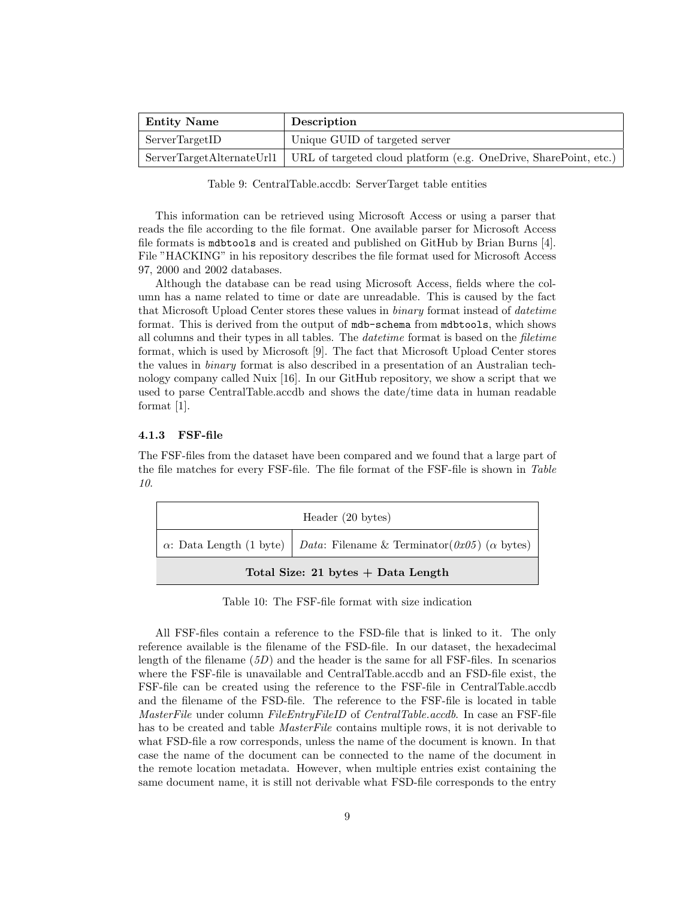| Entity Name | Description |
| --- | --- |
| ServerTargetID | Unique GUID of targeted server |
| ServerTargetAlternateUrl1 | URL of targeted cloud platform (e.g. OneDrive, SharePoint, etc.) |

Table 9: CentralTable.accdb: ServerTarget table entities

This information can be retrieved using Microsoft Access or using a parser that reads the file according to the file format. One available parser for Microsoft Access file formats is `mdbtools` and is created and published on GitHub by Brian Burns [4]. File "HACKING" in his repository describes the file format used for Microsoft Access 97, 2000 and 2002 databases.

Although the database can be read using Microsoft Access, fields where the column has a name related to time or date are unreadable. This is caused by the fact that Microsoft Upload Center stores these values in *binary* format instead of *datetime* format. This is derived from the output of `mdb-schema` from `mdbtools`, which shows all columns and their types in all tables. The *datetime* format is based on the *filetime* format, which is used by Microsoft [9]. The fact that Microsoft Upload Center stores the values in *binary* format is also described in a presentation of an Australian technology company called Nuix [16]. In our GitHub repository, we show a script that we used to parse CentralTable.accdb and shows the date/time data in human readable format [1].

#### 4.1.3 FSF-file

The FSF-files from the dataset have been compared and we found that a large part of the file matches for every FSF-file. The file format of the FSF-file is shown in *Table 10*.

| Header (20 bytes) | |
| --- | --- |
| $\alpha$: Data Length (1 byte) | *Data*: Filename & Terminator(*0x05*) ($\alpha$ bytes) |
| **Total Size: 21 bytes + Data Length** | |

Table 10: The FSF-file format with size indication

All FSF-files contain a reference to the FSD-file that is linked to it. The only reference available is the filename of the FSD-file. In our dataset, the hexadecimal length of the filename (*5D*) and the header is the same for all FSF-files. In scenarios where the FSF-file is unavailable and CentralTable.accdb and an FSD-file exist, the FSF-file can be created using the reference to the FSF-file in CentralTable.accdb and the filename of the FSD-file. The reference to the FSF-file is located in table *MasterFile* under column *FileEntryFileID* of *CentralTable.accdb*. In case an FSF-file has to be created and table *MasterFile* contains multiple rows, it is not derivable to what FSD-file a row corresponds, unless the name of the document is known. In that case the name of the document can be connected to the name of the document in the remote location metadata. However, when multiple entries exist containing the same document name, it is still not derivable what FSD-file corresponds to the entry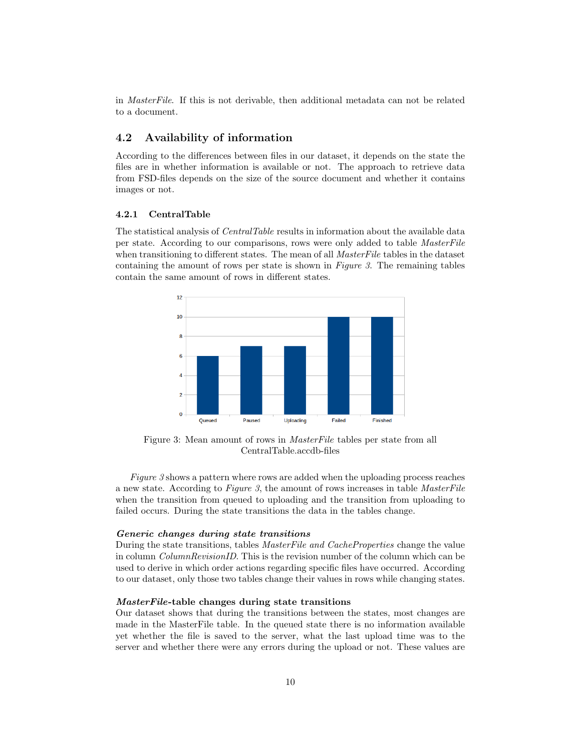in *MasterFile*. If this is not derivable, then additional metadata can not be related to a document.

## 4.2 Availability of information

According to the differences between files in our dataset, it depends on the state the files are in whether information is available or not. The approach to retrieve data from FSD-files depends on the size of the source document and whether it contains images or not.

### 4.2.1 CentralTable

The statistical analysis of *CentralTable* results in information about the available data per state. According to our comparisons, rows were only added to table *MasterFile* when transitioning to different states. The mean of all *MasterFile* tables in the dataset containing the amount of rows per state is shown in *Figure 3*. The remaining tables contain the same amount of rows in different states.

12
10
8
6
4
2
0
Queued
Paused
Uploading
Failed
Finished

Figure 3: Mean amount of rows in *MasterFile* tables per state from all CentralTable.accdb-files

*Figure 3* shows a pattern where rows are added when the uploading process reaches a new state. According to *Figure 3*, the amount of rows increases in table *MasterFile* when the transition from queued to uploading and the transition from uploading to failed occurs. During the state transitions the data in the tables change.

***Generic changes during state transitions***
During the state transitions, tables *MasterFile and CacheProperties* change the value in column *ColumnRevisionID*. This is the revision number of the column which can be used to derive in which order actions regarding specific files have occurred. According to our dataset, only those two tables change their values in rows while changing states.

***MasterFile*-table changes during state transitions**
Our dataset shows that during the transitions between the states, most changes are made in the MasterFile table. In the queued state there is no information available yet whether the file is saved to the server, what the last upload time was to the server and whether there were any errors during the upload or not. These values are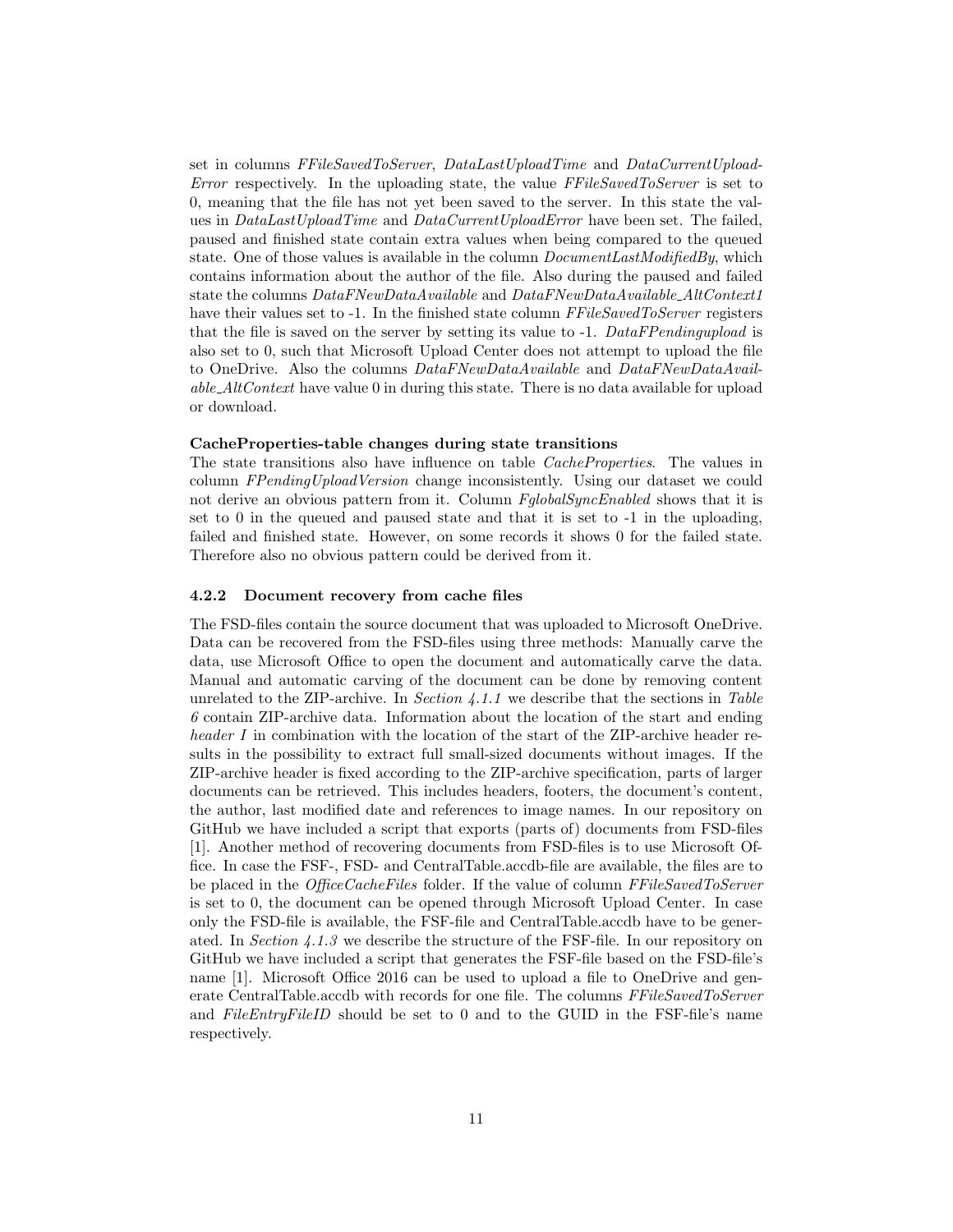set in columns *FFileSavedToServer*, *DataLastUploadTime* and *DataCurrentUploadError* respectively. In the uploading state, the value *FFileSavedToServer* is set to 0, meaning that the file has not yet been saved to the server. In this state the values in *DataLastUploadTime* and *DataCurrentUploadError* have been set. The failed, paused and finished state contain extra values when being compared to the queued state. One of those values is available in the column *DocumentLastModifiedBy*, which contains information about the author of the file. Also during the paused and failed state the columns *DataFNewDataAvailable* and *DataFNewDataAvailable_AltContext1* have their values set to -1. In the finished state column *FFileSavedToServer* registers that the file is saved on the server by setting its value to -1. *DataFPendingupload* is also set to 0, such that Microsoft Upload Center does not attempt to upload the file to OneDrive. Also the columns *DataFNewDataAvailable* and *DataFNewDataAvailable_AltContext* have value 0 in during this state. There is no data available for upload or download.

**CacheProperties-table changes during state transitions**

The state transitions also have influence on table *CacheProperties*. The values in column *FPendingUploadVersion* change inconsistently. Using our dataset we could not derive an obvious pattern from it. Column *FglobalSyncEnabled* shows that it is set to 0 in the queued and paused state and that it is set to -1 in the uploading, failed and finished state. However, on some records it shows 0 for the failed state. Therefore also no obvious pattern could be derived from it.

### 4.2.2 Document recovery from cache files

The FSD-files contain the source document that was uploaded to Microsoft OneDrive. Data can be recovered from the FSD-files using three methods: Manually carve the data, use Microsoft Office to open the document and automatically carve the data. Manual and automatic carving of the document can be done by removing content unrelated to the ZIP-archive. In *Section 4.1.1* we describe that the sections in *Table 6* contain ZIP-archive data. Information about the location of the start and ending *header I* in combination with the location of the start of the ZIP-archive header results in the possibility to extract full small-sized documents without images. If the ZIP-archive header is fixed according to the ZIP-archive specification, parts of larger documents can be retrieved. This includes headers, footers, the document's content, the author, last modified date and references to image names. In our repository on GitHub we have included a script that exports (parts of) documents from FSD-files [1]. Another method of recovering documents from FSD-files is to use Microsoft Office. In case the FSF-, FSD- and CentralTable.accdb-file are available, the files are to be placed in the *OfficeCacheFiles* folder. If the value of column *FFileSavedToServer* is set to 0, the document can be opened through Microsoft Upload Center. In case only the FSD-file is available, the FSF-file and CentralTable.accdb have to be generated. In *Section 4.1.3* we describe the structure of the FSF-file. In our repository on GitHub we have included a script that generates the FSF-file based on the FSD-file's name [1]. Microsoft Office 2016 can be used to upload a file to OneDrive and generate CentralTable.accdb with records for one file. The columns *FFileSavedToServer* and *FileEntryFileID* should be set to 0 and to the GUID in the FSF-file's name respectively.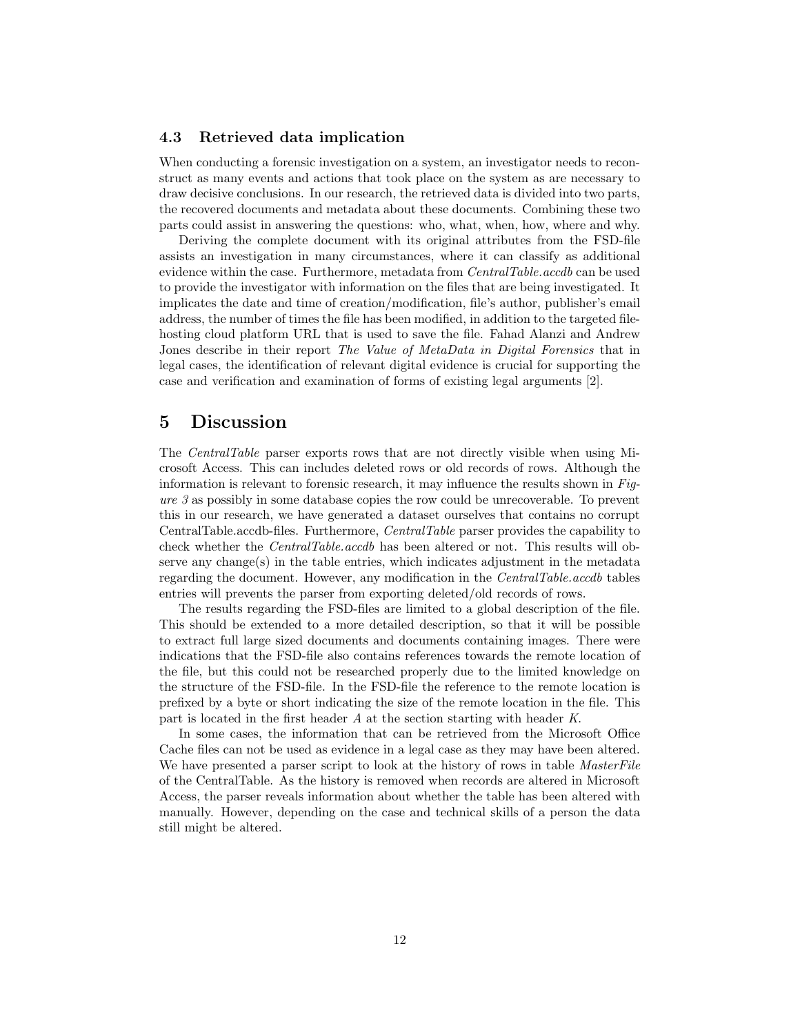### 4.3 Retrieved data implication

When conducting a forensic investigation on a system, an investigator needs to reconstruct as many events and actions that took place on the system as are necessary to draw decisive conclusions. In our research, the retrieved data is divided into two parts, the recovered documents and metadata about these documents. Combining these two parts could assist in answering the questions: who, what, when, how, where and why.

Deriving the complete document with its original attributes from the FSD-file assists an investigation in many circumstances, where it can classify as additional evidence within the case. Furthermore, metadata from *CentralTable.accdb* can be used to provide the investigator with information on the files that are being investigated. It implicates the date and time of creation/modification, file's author, publisher's email address, the number of times the file has been modified, in addition to the targeted file-hosting cloud platform URL that is used to save the file. Fahad Alanzi and Andrew Jones describe in their report *The Value of MetaData in Digital Forensics* that in legal cases, the identification of relevant digital evidence is crucial for supporting the case and verification and examination of forms of existing legal arguments [2].

## 5 Discussion

The *CentralTable* parser exports rows that are not directly visible when using Microsoft Access. This can includes deleted rows or old records of rows. Although the information is relevant to forensic research, it may influence the results shown in *Figure 3* as possibly in some database copies the row could be unrecoverable. To prevent this in our research, we have generated a dataset ourselves that contains no corrupt CentralTable.accdb-files. Furthermore, *CentralTable* parser provides the capability to check whether the *CentralTable.accdb* has been altered or not. This results will observe any change(s) in the table entries, which indicates adjustment in the metadata regarding the document. However, any modification in the *CentralTable.accdb* tables entries will prevents the parser from exporting deleted/old records of rows.

The results regarding the FSD-files are limited to a global description of the file. This should be extended to a more detailed description, so that it will be possible to extract full large sized documents and documents containing images. There were indications that the FSD-file also contains references towards the remote location of the file, but this could not be researched properly due to the limited knowledge on the structure of the FSD-file. In the FSD-file the reference to the remote location is prefixed by a byte or short indicating the size of the remote location in the file. This part is located in the first header *A* at the section starting with header *K*.

In some cases, the information that can be retrieved from the Microsoft Office Cache files can not be used as evidence in a legal case as they may have been altered. We have presented a parser script to look at the history of rows in table *MasterFile* of the CentralTable. As the history is removed when records are altered in Microsoft Access, the parser reveals information about whether the table has been altered with manually. However, depending on the case and technical skills of a person the data still might be altered.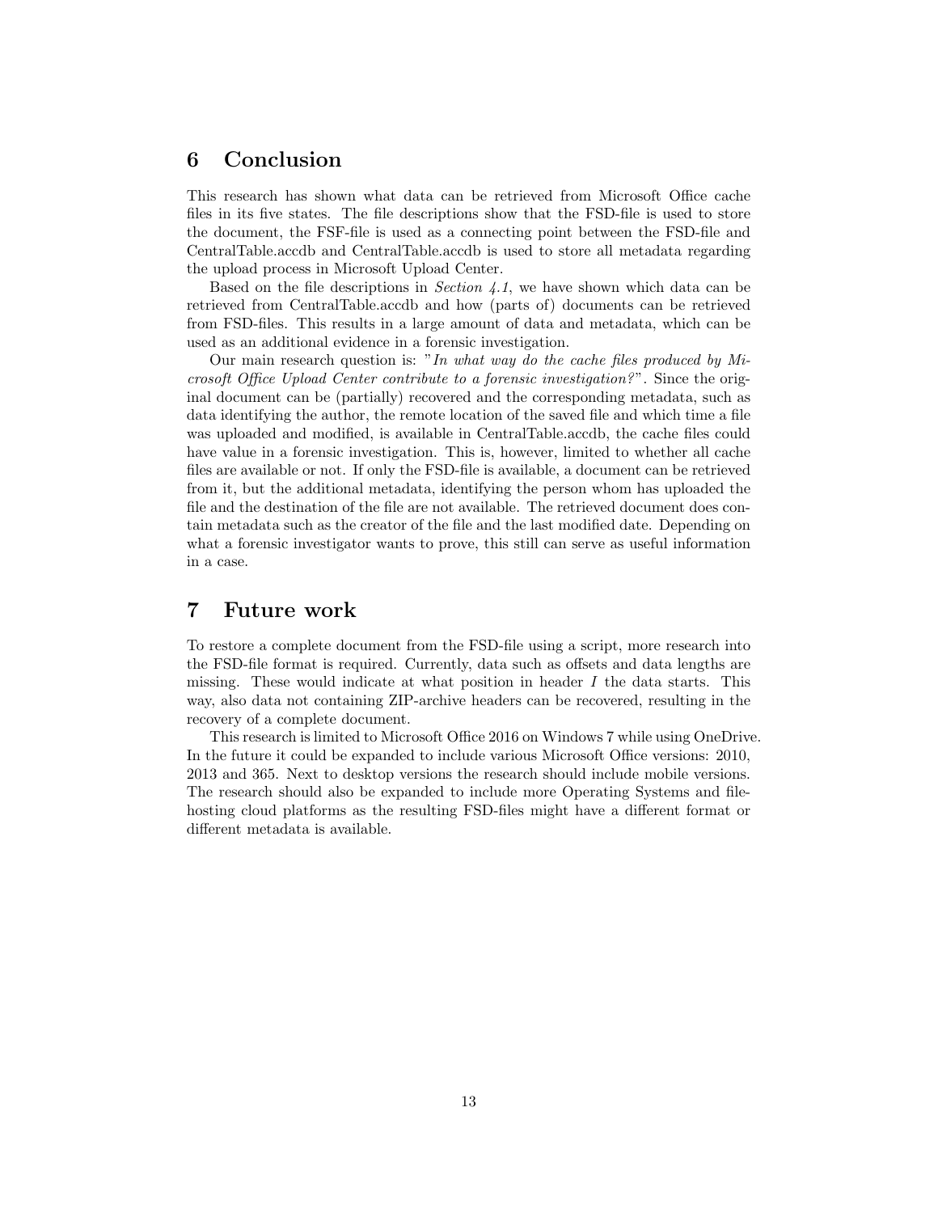## 6 Conclusion

This research has shown what data can be retrieved from Microsoft Office cache files in its five states. The file descriptions show that the FSD-file is used to store the document, the FSF-file is used as a connecting point between the FSD-file and CentralTable.accdb and CentralTable.accdb is used to store all metadata regarding the upload process in Microsoft Upload Center.

Based on the file descriptions in *Section 4.1*, we have shown which data can be retrieved from CentralTable.accdb and how (parts of) documents can be retrieved from FSD-files. This results in a large amount of data and metadata, which can be used as an additional evidence in a forensic investigation.

Our main research question is: "*In what way do the cache files produced by Microsoft Office Upload Center contribute to a forensic investigation?*". Since the original document can be (partially) recovered and the corresponding metadata, such as data identifying the author, the remote location of the saved file and which time a file was uploaded and modified, is available in CentralTable.accdb, the cache files could have value in a forensic investigation. This is, however, limited to whether all cache files are available or not. If only the FSD-file is available, a document can be retrieved from it, but the additional metadata, identifying the person whom has uploaded the file and the destination of the file are not available. The retrieved document does contain metadata such as the creator of the file and the last modified date. Depending on what a forensic investigator wants to prove, this still can serve as useful information in a case.

## 7 Future work

To restore a complete document from the FSD-file using a script, more research into the FSD-file format is required. Currently, data such as offsets and data lengths are missing. These would indicate at what position in header *I* the data starts. This way, also data not containing ZIP-archive headers can be recovered, resulting in the recovery of a complete document.

This research is limited to Microsoft Office 2016 on Windows 7 while using OneDrive. In the future it could be expanded to include various Microsoft Office versions: 2010, 2013 and 365. Next to desktop versions the research should include mobile versions. The research should also be expanded to include more Operating Systems and file-hosting cloud platforms as the resulting FSD-files might have a different format or different metadata is available.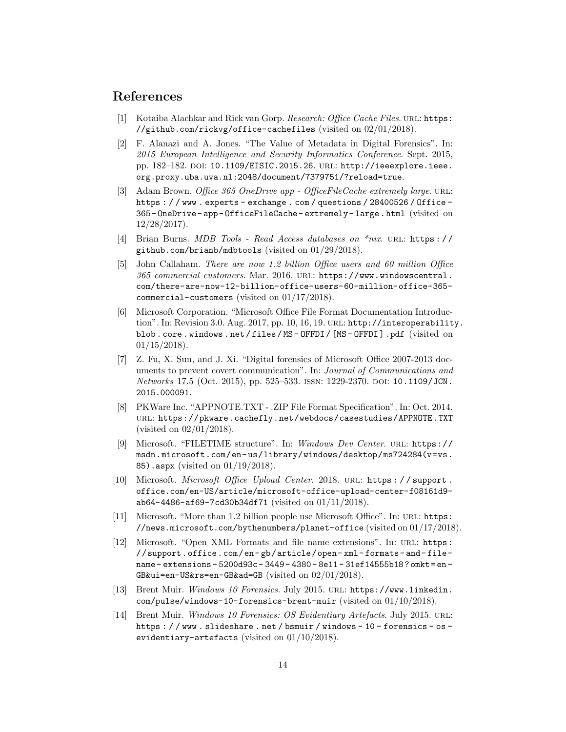# References

[1] Kotaiba Alachkar and Rick van Gorp. *Research: Office Cache Files*. URL: https://github.com/rickvg/office-cachefiles (visited on 02/01/2018).

[2] F. Alanazi and A. Jones. "The Value of Metadata in Digital Forensics". In: *2015 European Intelligence and Security Informatics Conference*. Sept. 2015, pp. 182–182. DOI: 10.1109/EISIC.2015.26. URL: http://ieeexplore.ieee.org.proxy.uba.uva.nl:2048/document/7379751/?reload=true.

[3] Adam Brown. *Office 365 OneDrive app - OfficeFileCache extremely large*. URL: https://www.experts-exchange.com/questions/28400526/Office-365-OneDrive-app-OfficeFileCache-extremely-large.html (visited on 12/28/2017).

[4] Brian Burns. *MDB Tools - Read Access databases on *nix*. URL: https://github.com/brianb/mdbtools (visited on 01/29/2018).

[5] John Callaham. *There are now 1.2 billion Office users and 60 million Office 365 commercial customers*. Mar. 2016. URL: https://www.windowscentral.com/there-are-now-12-billion-office-users-60-million-office-365-commercial-customers (visited on 01/17/2018).

[6] Microsoft Corporation. "Microsoft Office File Format Documentation Introduction". In: Revision 3.0. Aug. 2017, pp. 10, 16, 19. URL: http://interoperability.blob.core.windows.net/files/MS-OFFDI/[MS-OFFDI].pdf (visited on 01/15/2018).

[7] Z. Fu, X. Sun, and J. Xi. "Digital forensics of Microsoft Office 2007-2013 documents to prevent covert communication". In: *Journal of Communications and Networks* 17.5 (Oct. 2015), pp. 525–533. ISSN: 1229-2370. DOI: 10.1109/JCN.2015.000091.

[8] PKWare Inc. "APPNOTE.TXT - .ZIP File Format Specification". In: Oct. 2014. URL: https://pkware.cachefly.net/webdocs/casestudies/APPNOTE.TXT (visited on 02/01/2018).

[9] Microsoft. "FILETIME structure". In: *Windows Dev Center*. URL: https://msdn.microsoft.com/en-us/library/windows/desktop/ms724284(v=vs.85).aspx (visited on 01/19/2018).

[10] Microsoft. *Microsoft Office Upload Center*. 2018. URL: https://support.office.com/en-US/article/microsoft-office-upload-center-f08161d9-ab64-4486-af69-7cd30b34df71 (visited on 01/11/2018).

[11] Microsoft. "More than 1.2 billion people use Microsoft Office". In: URL: https://news.microsoft.com/bythenumbers/planet-office (visited on 01/17/2018).

[12] Microsoft. "Open XML Formats and file name extensions". In: URL: https://support.office.com/en-gb/article/open-xml-formats-and-file-name-extensions-5200d93c-3449-4380-8e11-31ef14555b18?omkt=en-GB&ui=en-US&rs=en-GB&ad=GB (visited on 02/01/2018).

[13] Brent Muir. *Windows 10 Forensics*. July 2015. URL: https://www.linkedin.com/pulse/windows-10-forensics-brent-muir (visited on 01/10/2018).

[14] Brent Muir. *Windows 10 Forensics: OS Evidentiary Artefacts*. July 2015. URL: https://www.slideshare.net/bsmuir/windows-10-forensics-os-evidentiary-artefacts (visited on 01/10/2018).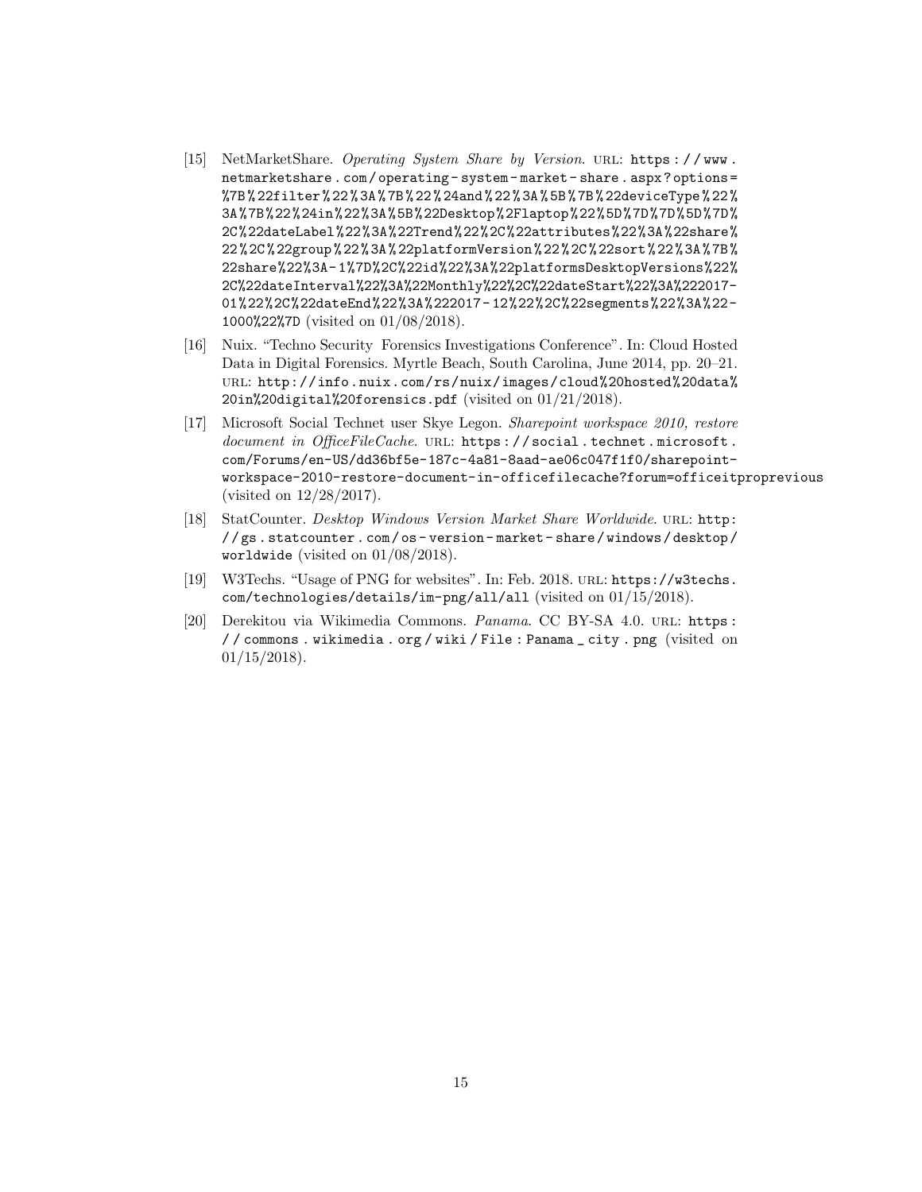[15] NetMarketShare. *Operating System Share by Version*. URL: https://www.netmarketshare.com/operating-system-market-share.aspx?options=%7B%22filter%22%3A%7B%22%24and%22%3A%5B%7B%22deviceType%22%3A%7B%22%24in%22%3A%5B%22Desktop%2Flaptop%22%5D%7D%7D%5D%7D%2C%22dateLabel%22%3A%22Trend%22%2C%22attributes%22%3A%22share%22%2C%22group%22%3A%22platformVersion%22%2C%22sort%22%3A%7B%22share%22%3A-1%7D%2C%22id%22%3A%22platformsDesktopVersions%22%2C%22dateInterval%22%3A%22Monthly%22%2C%22dateStart%22%3A%222017-01%22%2C%22dateEnd%22%3A%222017-12%22%2C%22segments%22%3A%22-1000%22%7D (visited on 01/08/2018).

[16] Nuix. "Techno Security Forensics Investigations Conference". In: Cloud Hosted Data in Digital Forensics. Myrtle Beach, South Carolina, June 2014, pp. 20–21. URL: http://info.nuix.com/rs/nuix/images/cloud%20hosted%20data%20in%20digital%20forensics.pdf (visited on 01/21/2018).

[17] Microsoft Social Technet user Skye Legon. *Sharepoint workspace 2010, restore document in OfficeFileCache*. URL: https://social.technet.microsoft.com/Forums/en-US/dd36bf5e-187c-4a81-8aad-ae06c047f1f0/sharepoint-workspace-2010-restore-document-in-officefilecache?forum=officeitproprevious (visited on 12/28/2017).

[18] StatCounter. *Desktop Windows Version Market Share Worldwide*. URL: http://gs.statcounter.com/os-version-market-share/windows/desktop/worldwide (visited on 01/08/2018).

[19] W3Techs. "Usage of PNG for websites". In: Feb. 2018. URL: https://w3techs.com/technologies/details/im-png/all/all (visited on 01/15/2018).

[20] Derekitou via Wikimedia Commons. *Panama*. CC BY-SA 4.0. URL: https://commons.wikimedia.org/wiki/File:Panama_city.png (visited on 01/15/2018).